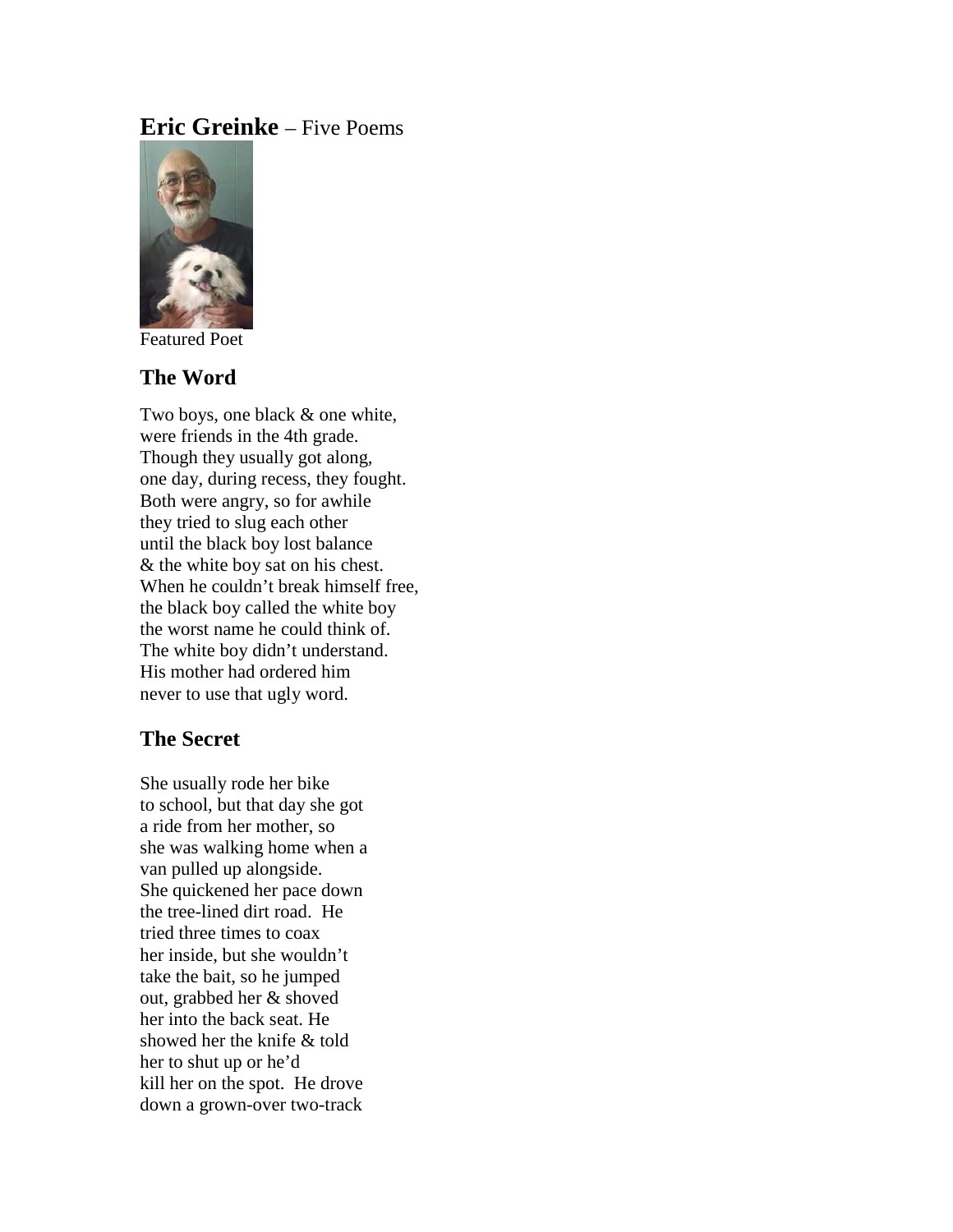# **Eric Greinke** – Five Poems

Featured Poet

## The Word

Two boys, one black & one white,
were friends in the 4th grade.
Though they usually got along,
one day, during recess, they fought.
Both were angry, so for awhile
they tried to slug each other
until the black boy lost balance
& the white boy sat on his chest.
When he couldn't break himself free,
the black boy called the white boy
the worst name he could think of.
The white boy didn't understand.
His mother had ordered him
never to use that ugly word.

## The Secret

She usually rode her bike
to school, but that day she got
a ride from her mother, so
she was walking home when a
van pulled up alongside.
She quickened her pace down
the tree-lined dirt road.  He
tried three times to coax
her inside, but she wouldn't
take the bait, so he jumped
out, grabbed her & shoved
her into the back seat. He
showed her the knife & told
her to shut up or he'd
kill her on the spot.  He drove
down a grown-over two-track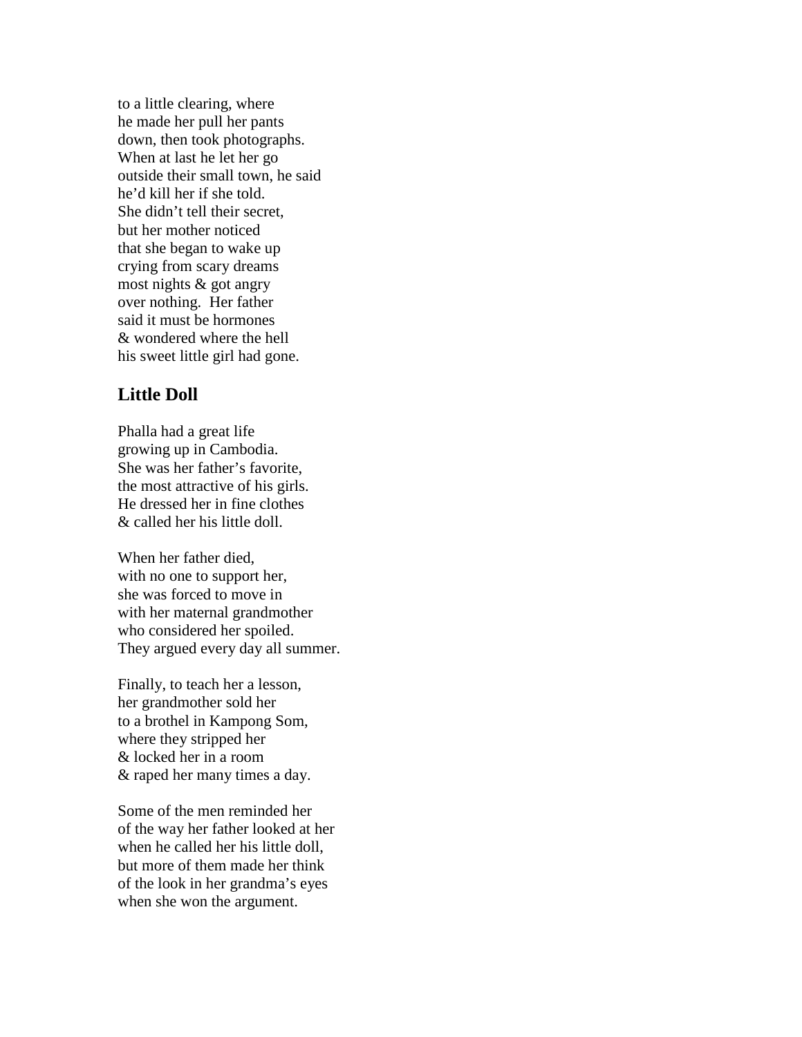to a little clearing, where
he made her pull her pants
down, then took photographs.
When at last he let her go
outside their small town, he said
he'd kill her if she told.
She didn't tell their secret,
but her mother noticed
that she began to wake up
crying from scary dreams
most nights & got angry
over nothing.  Her father
said it must be hormones
& wondered where the hell
his sweet little girl had gone.

## Little Doll

Phalla had a great life
growing up in Cambodia.
She was her father's favorite,
the most attractive of his girls.
He dressed her in fine clothes
& called her his little doll.

When her father died,
with no one to support her,
she was forced to move in
with her maternal grandmother
who considered her spoiled.
They argued every day all summer.

Finally, to teach her a lesson,
her grandmother sold her
to a brothel in Kampong Som,
where they stripped her
& locked her in a room
& raped her many times a day.

Some of the men reminded her
of the way her father looked at her
when he called her his little doll,
but more of them made her think
of the look in her grandma's eyes
when she won the argument.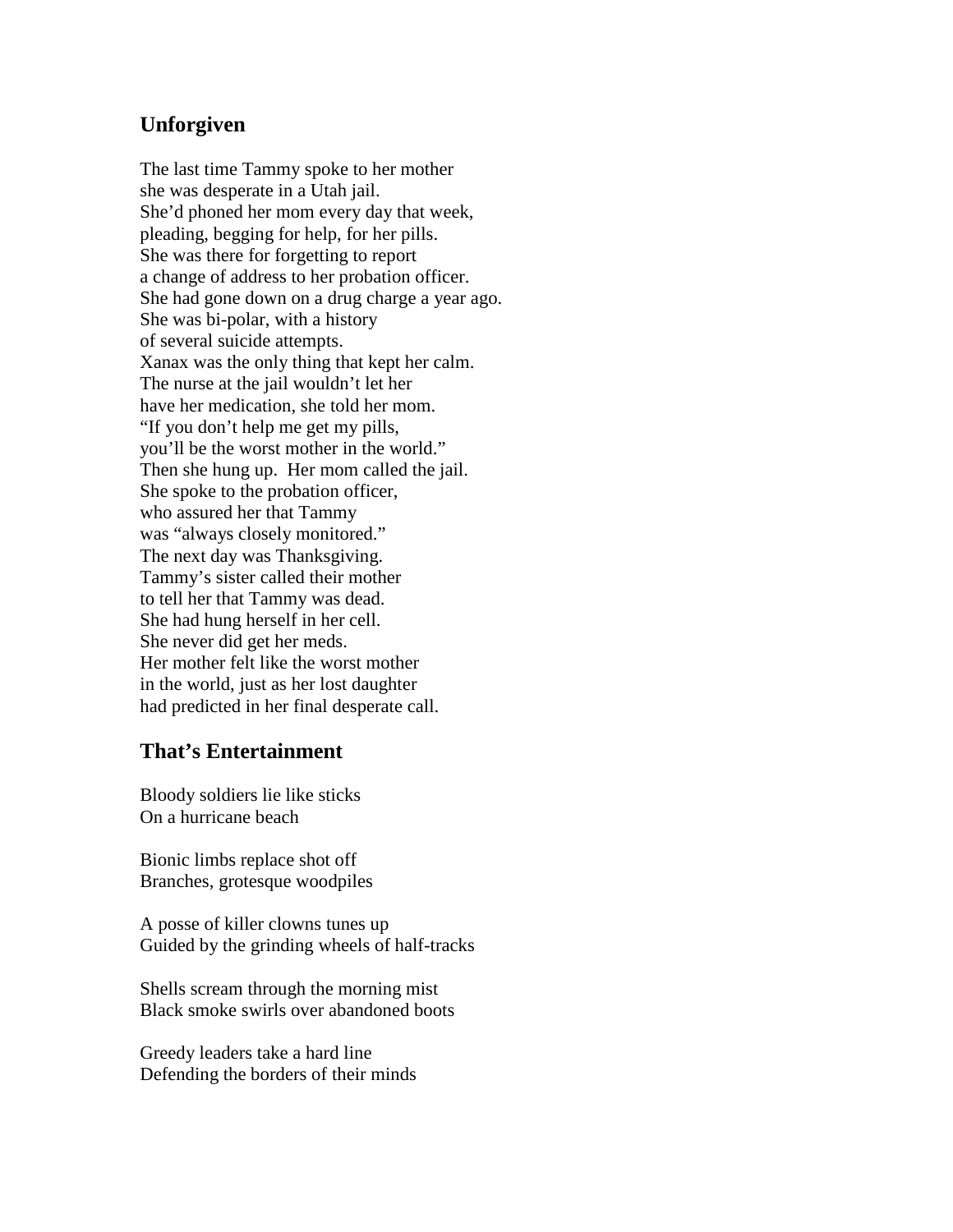## Unforgiven

The last time Tammy spoke to her mother
she was desperate in a Utah jail.
She'd phoned her mom every day that week,
pleading, begging for help, for her pills.
She was there for forgetting to report
a change of address to her probation officer.
She had gone down on a drug charge a year ago.
She was bi-polar, with a history
of several suicide attempts.
Xanax was the only thing that kept her calm.
The nurse at the jail wouldn't let her
have her medication, she told her mom.
"If you don't help me get my pills,
you'll be the worst mother in the world."
Then she hung up. Her mom called the jail.
She spoke to the probation officer,
who assured her that Tammy
was "always closely monitored."
The next day was Thanksgiving.
Tammy's sister called their mother
to tell her that Tammy was dead.
She had hung herself in her cell.
She never did get her meds.
Her mother felt like the worst mother
in the world, just as her lost daughter
had predicted in her final desperate call.

## That's Entertainment

Bloody soldiers lie like sticks
On a hurricane beach

Bionic limbs replace shot off
Branches, grotesque woodpiles

A posse of killer clowns tunes up
Guided by the grinding wheels of half-tracks

Shells scream through the morning mist
Black smoke swirls over abandoned boots

Greedy leaders take a hard line
Defending the borders of their minds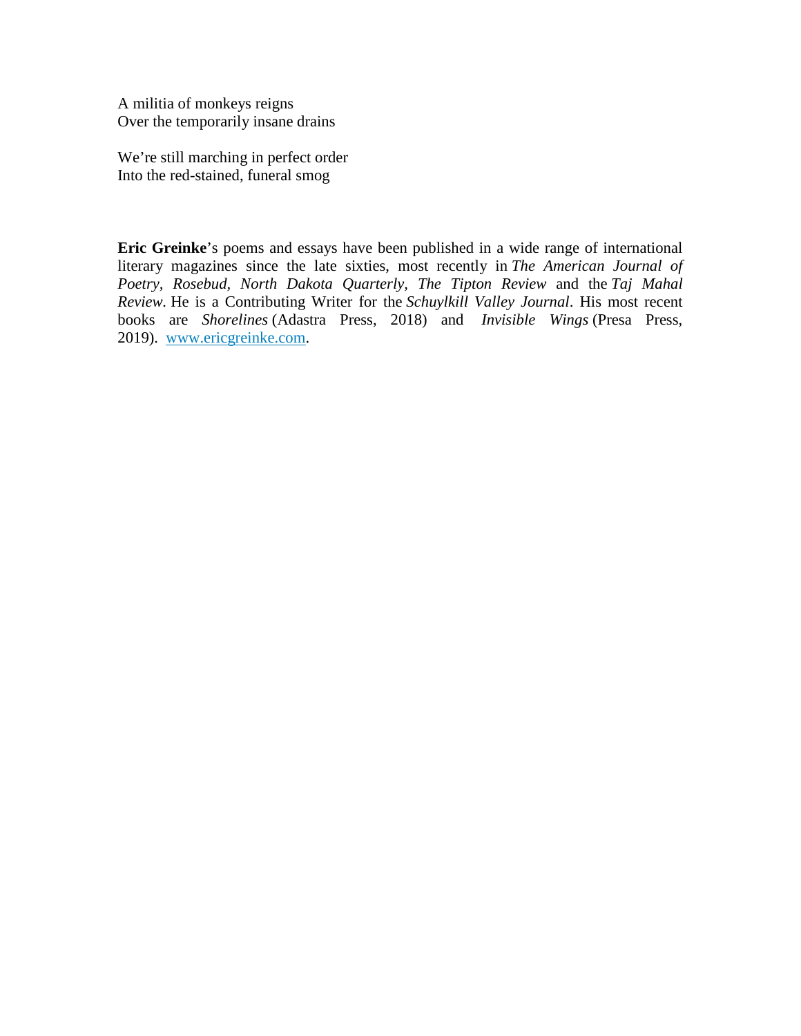A militia of monkeys reigns  
Over the temporarily insane drains

We're still marching in perfect order  
Into the red-stained, funeral smog

**Eric Greinke**'s poems and essays have been published in a wide range of international literary magazines since the late sixties, most recently in *The American Journal of Poetry, Rosebud, North Dakota Quarterly, The Tipton Review* and the *Taj Mahal Review*. He is a Contributing Writer for the *Schuylkill Valley Journal*. His most recent books are *Shorelines* (Adastra Press, 2018) and *Invisible Wings* (Presa Press, 2019). [www.ericgreinke.com](http://www.ericgreinke.com).